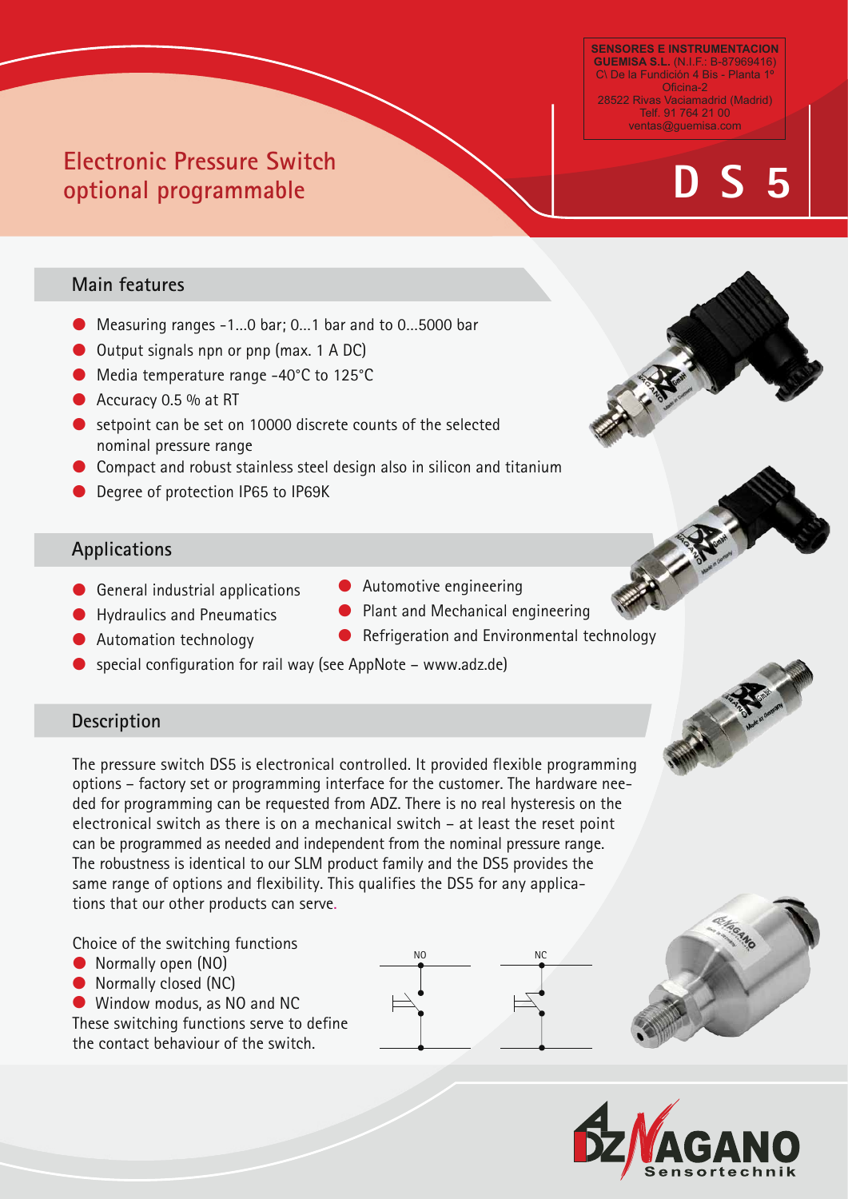SENSORES E INSTRUMENTACION
**GUEMISA S.L.** (N.I.F.: B-87969416)
C\ De la Fundición 4 Bis - Planta 1º
Oficina-2
28522 Rivas Vaciamadrid (Madrid)
Telf. 91 764 21 00
ventas@guemisa.com

# Electronic Pressure Switch optional programmable

# DS5

## Main features

- Measuring ranges -1...0 bar; 0...1 bar and to 0...5000 bar
- Output signals npn or pnp (max. 1 A DC)
- Media temperature range -40°C to 125°C
- Accuracy 0.5 % at RT
- setpoint can be set on 10000 discrete counts of the selected nominal pressure range
- Compact and robust stainless steel design also in silicon and titanium
- Degree of protection IP65 to IP69K

## Applications

- General industrial applications
- Hydraulics and Pneumatics
- Automation technology
- Automotive engineering
- Plant and Mechanical engineering
- Refrigeration and Environmental technology
- special configuration for rail way (see AppNote – www.adz.de)

## Description

The pressure switch DS5 is electronical controlled. It provided flexible programming options – factory set or programming interface for the customer. The hardware needed for programming can be requested from ADZ. There is no real hysteresis on the electronical switch as there is on a mechanical switch – at least the reset point can be programmed as needed and independent from the nominal pressure range. The robustness is identical to our SLM product family and the DS5 provides the same range of options and flexibility. This qualifies the DS5 for any applications that our other products can serve.

Choice of the switching functions

- Normally open (NO)
- Normally closed (NC)
- Window modus, as NO and NC

These switching functions serve to define the contact behaviour of the switch.

NO NC

ADZ NAGANO Sensortechnik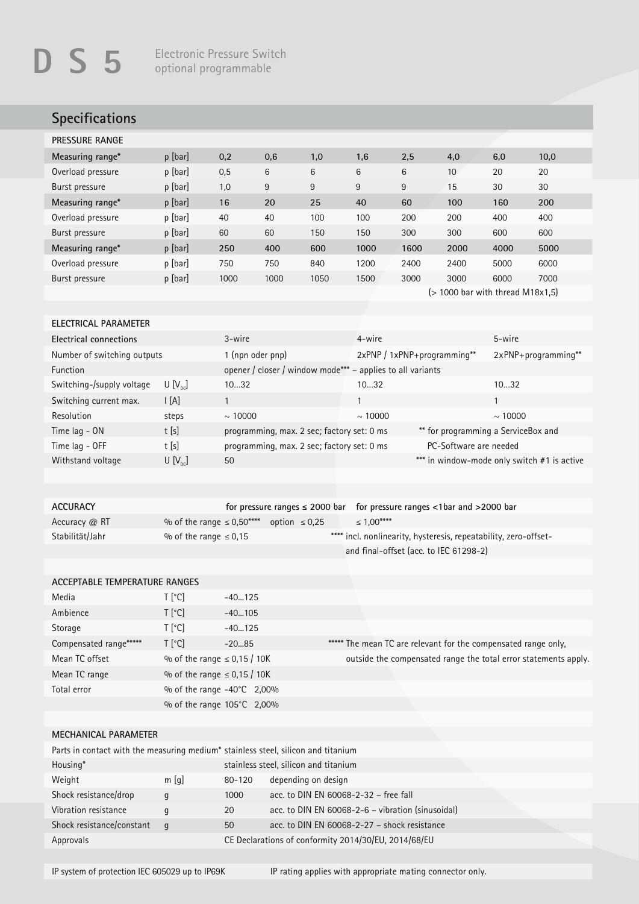# D S 5

Electronic Pressure Switch
optional programmable

## Specifications

### PRESSURE RANGE

| | | | | | | | | | |
|---|---|---|---|---|---|---|---|---|---|
| **Measuring range*** | p [bar] | **0,2** | **0,6** | **1,0** | **1,6** | **2,5** | **4,0** | **6,0** | **10,0** |
| Overload pressure | p [bar] | 0,5 | 6 | 6 | 6 | 6 | 10 | 20 | 20 |
| Burst pressure | p [bar] | 1,0 | 9 | 9 | 9 | 9 | 15 | 30 | 30 |
| **Measuring range*** | p [bar] | **16** | **20** | **25** | **40** | **60** | **100** | **160** | **200** |
| Overload pressure | p [bar] | 40 | 40 | 100 | 100 | 200 | 200 | 400 | 400 |
| Burst pressure | p [bar] | 60 | 60 | 150 | 150 | 300 | 300 | 600 | 600 |
| **Measuring range*** | p [bar] | **250** | **400** | **600** | **1000** | **1600** | **2000** | **4000** | **5000** |
| Overload pressure | p [bar] | 750 | 750 | 840 | 1200 | 2400 | 2400 | 5000 | 6000 |
| Burst pressure | p [bar] | 1000 | 1000 | 1050 | 1500 | 3000 | 3000 | 6000 | 7000 |

(> 1000 bar with thread M18x1,5)

### ELECTRICAL PARAMETER

| | | | | |
|---|---|---|---|---|
| **Electrical connections** | | 3-wire | 4-wire | 5-wire |
| Number of switching outputs | | 1 (npn oder pnp) | 2xPNP / 1xPNP+programming** | 2xPNP+programming** |
| Function | | opener / closer / window mode*** – applies to all variants | | |
| Switching-/supply voltage | U [$V_{DC}$] | 10…32 | 10…32 | 10…32 |
| Switching current max. | I [A] | 1 | 1 | 1 |
| Resolution | steps | ~ 10000 | ~ 10000 | ~ 10000 |
| Time lag - ON | t [s] | programming, max. 2 sec; factory set: 0 ms | ** for programming a ServiceBox and | |
| Time lag - OFF | t [s] | programming, max. 2 sec; factory set: 0 ms | PC-Software are needed | |
| Withstand voltage | U [$V_{DC}$] | 50 | *** in window-mode only switch #1 is active | |

### ACCURACY

| | | for pressure ranges ≤ 2000 bar | for pressure ranges <1bar and >2000 bar |
|---|---|---|---|
| Accuracy @ RT | % of the range | ≤ 0,50**** option ≤ 0,25 | ≤ 1,00**** |
| Stabilität/Jahr | % of the range | ≤ 0,15 | |

**** incl. nonlinearity, hysteresis, repeatability, zero-offset- and final-offset (acc. to IEC 61298-2)

### ACCEPTABLE TEMPERATURE RANGES

| | | |
|---|---|---|
| Media | T [°C] | -40…125 |
| Ambience | T [°C] | -40…105 |
| Storage | T [°C] | -40…125 |
| Compensated range***** | T [°C] | -20…85 |
| Mean TC offset | % of the range | ≤ 0,15 / 10K |
| Mean TC range | % of the range | ≤ 0,15 / 10K |
| Total error | % of the range | -40°C 2,00% |
| | % of the range | 105°C 2,00% |

***** The mean TC are relevant for the compensated range only, outside the compensated range the total error statements apply.

### MECHANICAL PARAMETER

| | | | |
|---|---|---|---|
| Parts in contact with the measuring medium* | | stainless steel, silicon and titanium | |
| Housing* | | stainless steel, silicon and titanium | |
| Weight | m [g] | 80-120 | depending on design |
| Shock resistance/drop | g | 1000 | acc. to DIN EN 60068-2-32 – free fall |
| Vibration resistance | g | 20 | acc. to DIN EN 60068-2-6 – vibration (sinusoidal) |
| Shock resistance/constant | g | 50 | acc. to DIN EN 60068-2-27 – shock resistance |
| Approvals | | CE Declarations of conformity 2014/30/EU, 2014/68/EU | |

IP system of protection IEC 605029 up to IP69K — IP rating applies with appropriate mating connector only.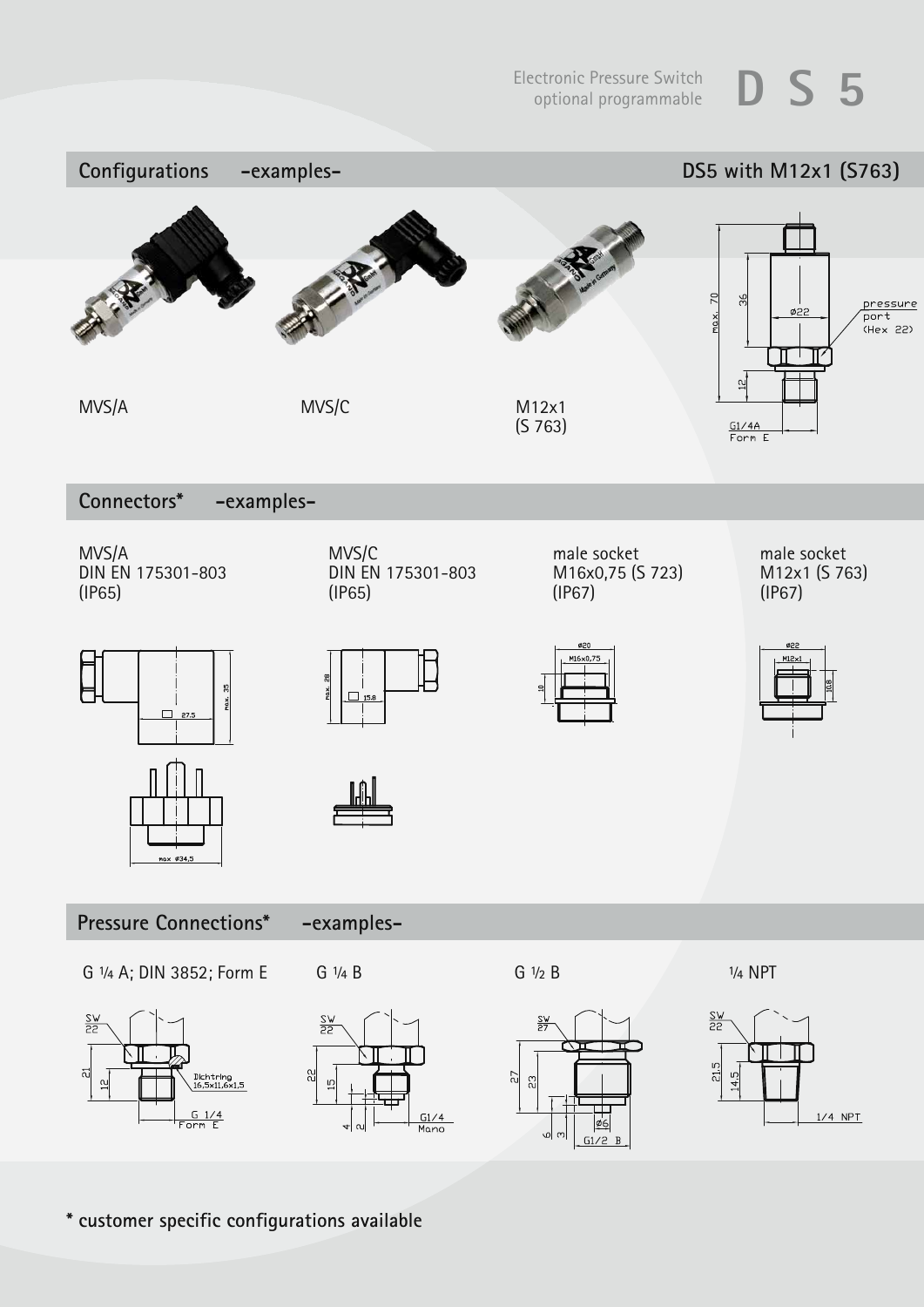Electronic Pressure Switch
optional programmable

# DS 5

## Configurations -examples-

**DS5 with M12x1 (S763)**

MVS/A

MVS/C

M12x1
(S 763)

max. 70
36
12
ø22
pressure port (Hex 22)
G1/4A
Form E

## Connectors* -examples-

MVS/A
DIN EN 175301-803
(IP65)

MVS/C
DIN EN 175301-803
(IP65)

male socket
M16x0,75 (S 723)
(IP67)

male socket
M12x1 (S 763)
(IP67)

max. 35
27.5
max ø34,5

max. 28
15.8

ø20
M16x0,75
10

ø22
M12x1
10.8

## Pressure Connections* -examples-

G ¼ A; DIN 3852; Form E

SW 22
21
12
Dichtring 16,5x11,6x1,5
G 1/4
Form E

G ¼ B

SW 22
22
15
4
2
G1/4
Mano

G ½ B

SW 27
27
23
6
3
ø6
G1/2 B

¼ NPT

SW 22
21.5
14.5
1/4 NPT

**\* customer specific configurations available**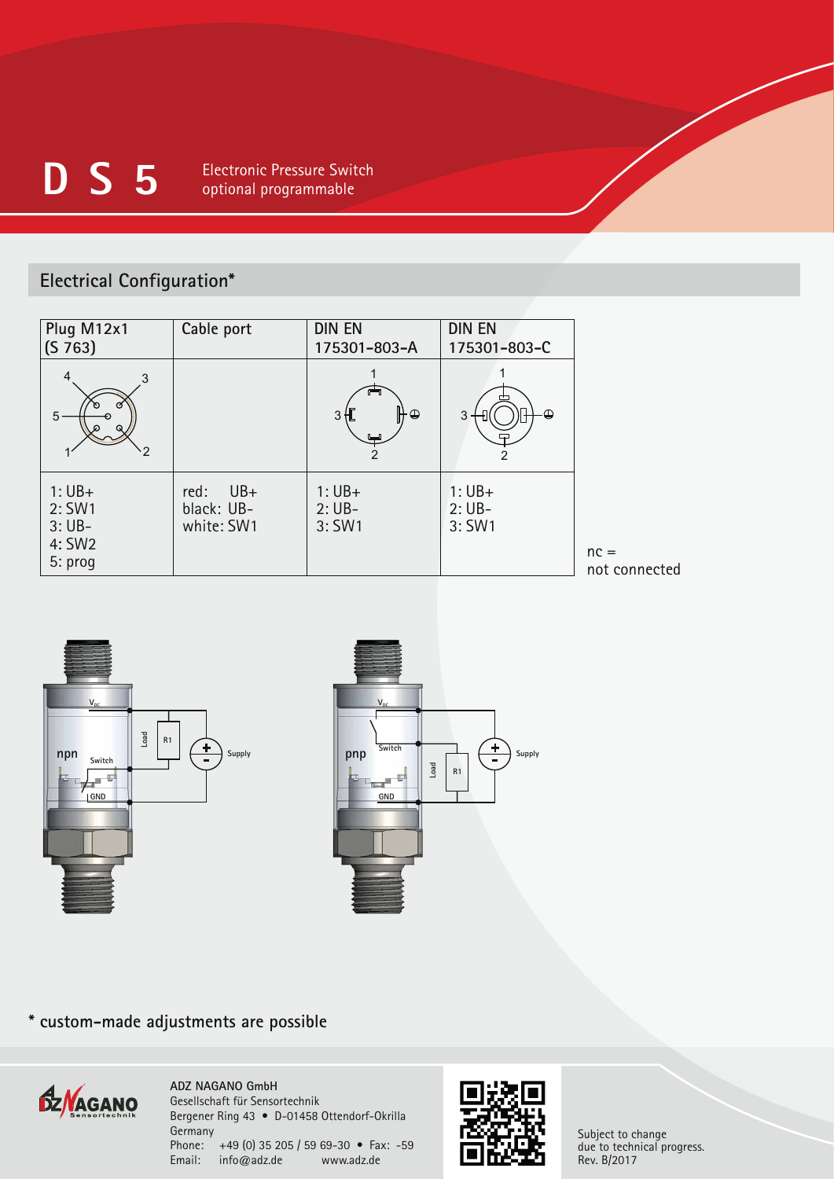# D S 5

Electronic Pressure Switch
optional programmable

## Electrical Configuration*

| Plug M12x1 (S 763) | Cable port | DIN EN 175301-803-A | DIN EN 175301-803-C |
|---|---|---|---|
| 1: UB+<br>2: SW1<br>3: UB-<br>4: SW2<br>5: prog | red: UB+<br>black: UB-<br>white: SW1 | 1: UB+<br>2: UB-<br>3: SW1 | 1: UB+<br>2: UB-<br>3: SW1 |

nc = not connected

npn
$V_{DC}$
Switch
GND
Load
R1
Supply

pnp
$V_{DC}$
Switch
GND
Load
R1
Supply

\* custom-made adjustments are possible

ADZ NAGANO GmbH
Gesellschaft für Sensortechnik
Bergener Ring 43 • D-01458 Ottendorf-Okrilla
Germany
Phone: +49 (0) 35 205 / 59 69-30 • Fax: -59
Email: info@adz.de www.adz.de

Subject to change due to technical progress.
Rev. B/2017